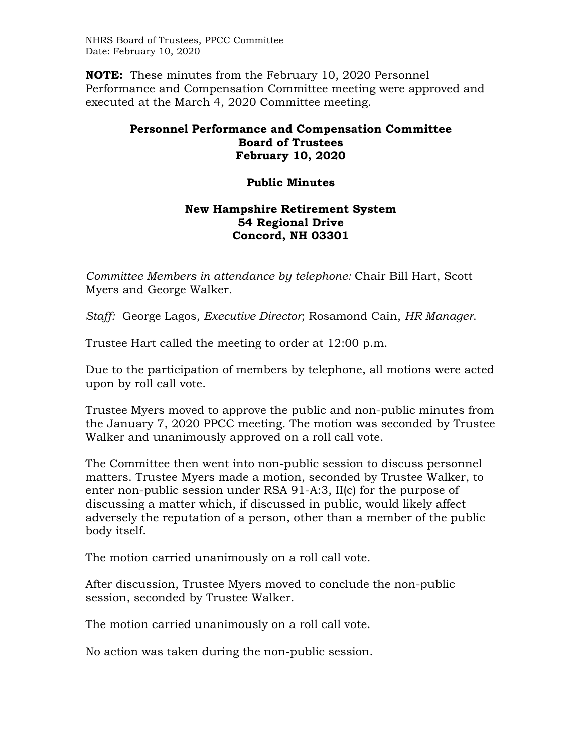**NOTE:** These minutes from the February 10, 2020 Personnel Performance and Compensation Committee meeting were approved and executed at the March 4, 2020 Committee meeting.

# Personnel Performance and Compensation Committee
# Board of Trustees
# February 10, 2020

## Public Minutes

### New Hampshire Retirement System
### 54 Regional Drive
### Concord, NH 03301

*Committee Members in attendance by telephone:* Chair Bill Hart, Scott Myers and George Walker.

*Staff:* George Lagos, *Executive Director*; Rosamond Cain, *HR Manager*.

Trustee Hart called the meeting to order at 12:00 p.m.

Due to the participation of members by telephone, all motions were acted upon by roll call vote.

Trustee Myers moved to approve the public and non-public minutes from the January 7, 2020 PPCC meeting. The motion was seconded by Trustee Walker and unanimously approved on a roll call vote.

The Committee then went into non-public session to discuss personnel matters. Trustee Myers made a motion, seconded by Trustee Walker, to enter non-public session under RSA 91-A:3, II(c) for the purpose of discussing a matter which, if discussed in public, would likely affect adversely the reputation of a person, other than a member of the public body itself.

The motion carried unanimously on a roll call vote.

After discussion, Trustee Myers moved to conclude the non-public session, seconded by Trustee Walker.

The motion carried unanimously on a roll call vote.

No action was taken during the non-public session.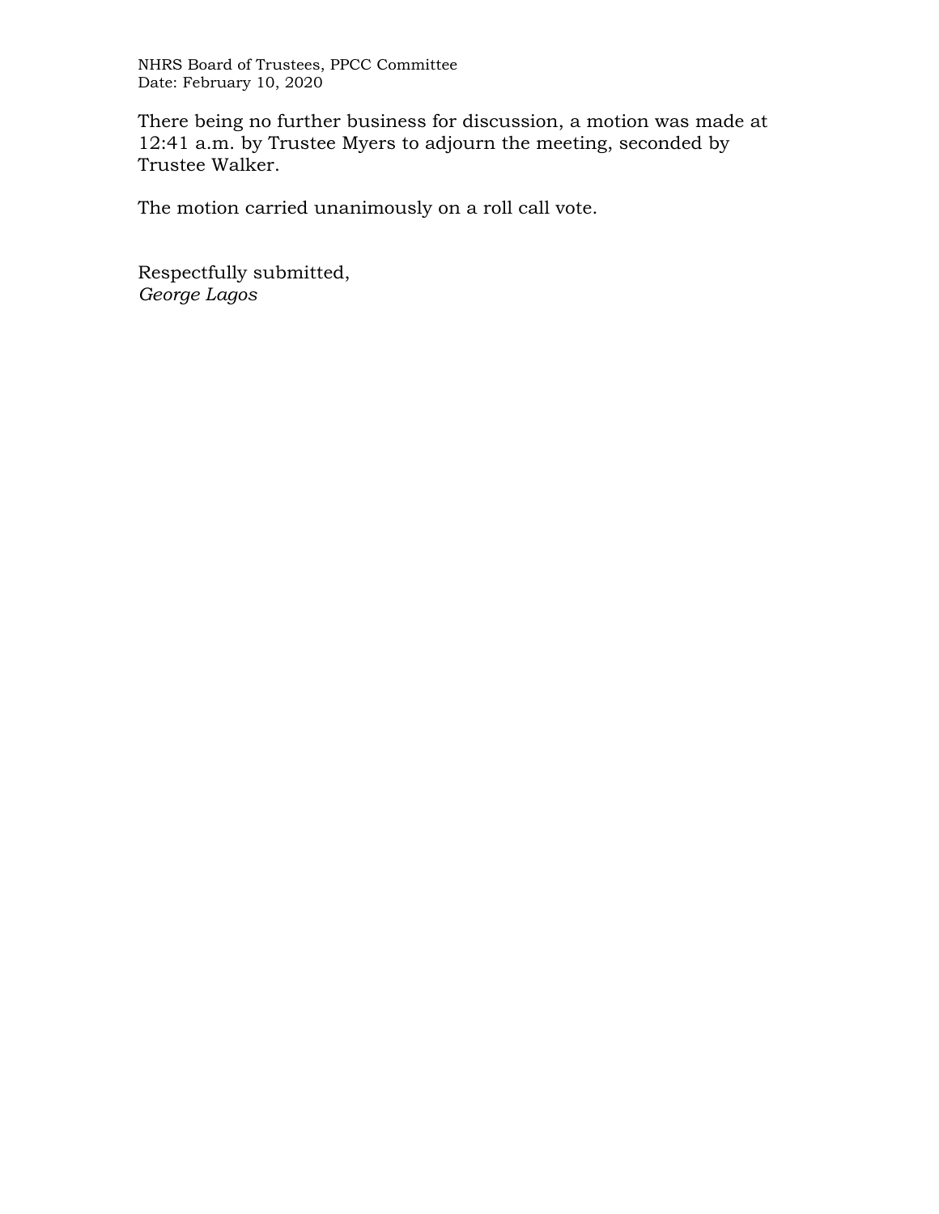There being no further business for discussion, a motion was made at 12:41 a.m. by Trustee Myers to adjourn the meeting, seconded by Trustee Walker.

The motion carried unanimously on a roll call vote.

Respectfully submitted,
*George Lagos*